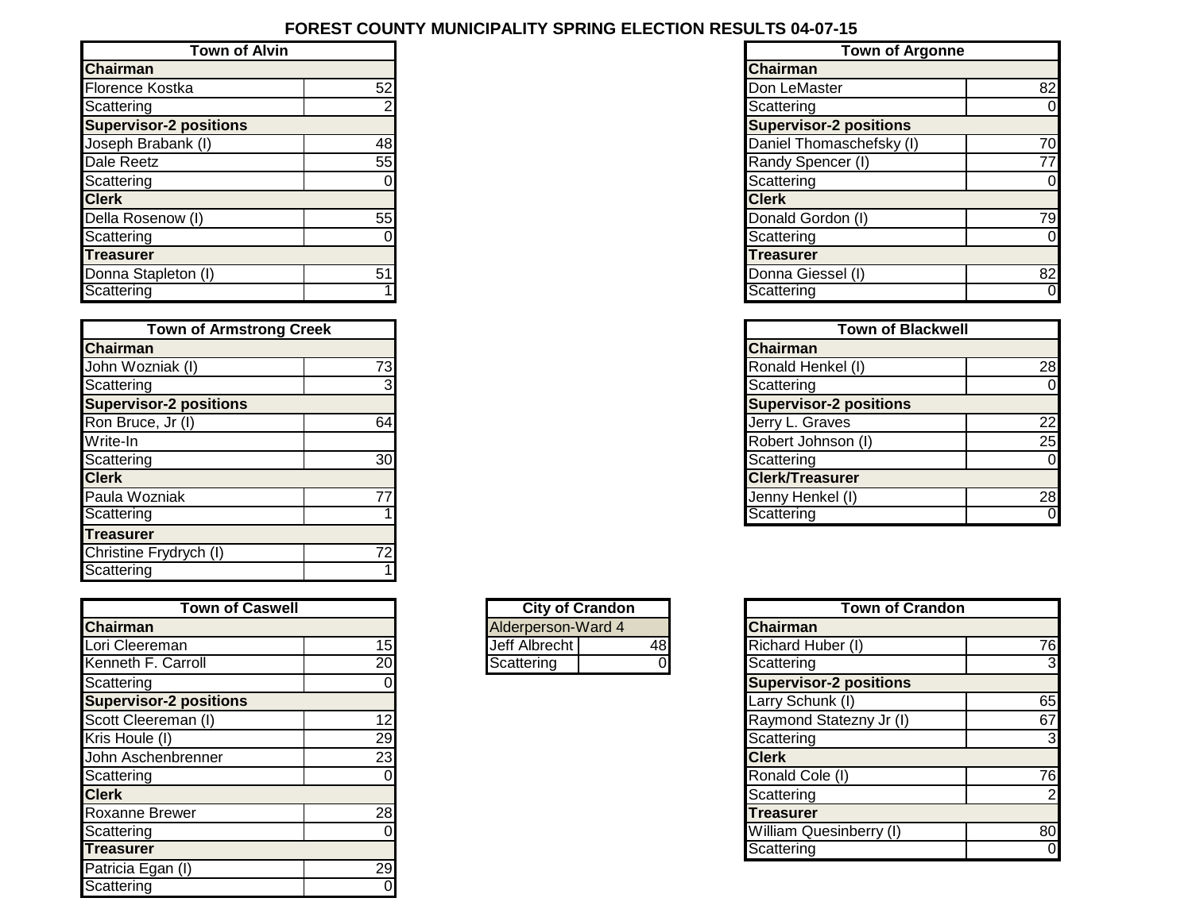# FOREST COUNTY MUNICIPALITY SPRING ELECTION RESULTS 04-07-15

| Town of Alvin | |
|---|---|
| **Chairman** | |
| Florence Kostka | 52 |
| Scattering | 2 |
| **Supervisor-2 positions** | |
| Joseph Brabank (I) | 48 |
| Dale Reetz | 55 |
| Scattering | 0 |
| **Clerk** | |
| Della Rosenow (I) | 55 |
| Scattering | 0 |
| **Treasurer** | |
| Donna Stapleton (I) | 51 |
| Scattering | 1 |

| Town of Argonne | |
|---|---|
| **Chairman** | |
| Don LeMaster | 82 |
| Scattering | 0 |
| **Supervisor-2 positions** | |
| Daniel Thomaschefsky (I) | 70 |
| Randy Spencer (I) | 77 |
| Scattering | 0 |
| **Clerk** | |
| Donald Gordon (I) | 79 |
| Scattering | 0 |
| **Treasurer** | |
| Donna Giessel (I) | 82 |
| Scattering | 0 |

| Town of Armstrong Creek | |
|---|---|
| **Chairman** | |
| John Wozniak (I) | 73 |
| Scattering | 3 |
| **Supervisor-2 positions** | |
| Ron Bruce, Jr (I) | 64 |
| Write-In | |
| Scattering | 30 |
| **Clerk** | |
| Paula Wozniak | 77 |
| Scattering | 1 |
| **Treasurer** | |
| Christine Frydrych (I) | 72 |
| Scattering | 1 |

| Town of Blackwell | |
|---|---|
| **Chairman** | |
| Ronald Henkel (I) | 28 |
| Scattering | 0 |
| **Supervisor-2 positions** | |
| Jerry L. Graves | 22 |
| Robert Johnson (I) | 25 |
| Scattering | 0 |
| **Clerk/Treasurer** | |
| Jenny Henkel (I) | 28 |
| Scattering | 0 |

| Town of Caswell | |
|---|---|
| **Chairman** | |
| Lori Cleereman | 15 |
| Kenneth F. Carroll | 20 |
| Scattering | 0 |
| **Supervisor-2 positions** | |
| Scott Cleereman (I) | 12 |
| Kris Houle (I) | 29 |
| John Aschenbrenner | 23 |
| Scattering | 0 |
| **Clerk** | |
| Roxanne Brewer | 28 |
| Scattering | 0 |
| **Treasurer** | |
| Patricia Egan (I) | 29 |
| Scattering | 0 |

| City of Crandon | |
|---|---|
| Alderperson-Ward 4 | |
| Jeff Albrecht | 48 |
| Scattering | 0 |

| Town of Crandon | |
|---|---|
| **Chairman** | |
| Richard Huber (I) | 76 |
| Scattering | 3 |
| **Supervisor-2 positions** | |
| Larry Schunk (I) | 65 |
| Raymond Statezny Jr (I) | 67 |
| Scattering | 3 |
| **Clerk** | |
| Ronald Cole (I) | 76 |
| Scattering | 2 |
| **Treasurer** | |
| William Quesinberry (I) | 80 |
| Scattering | 0 |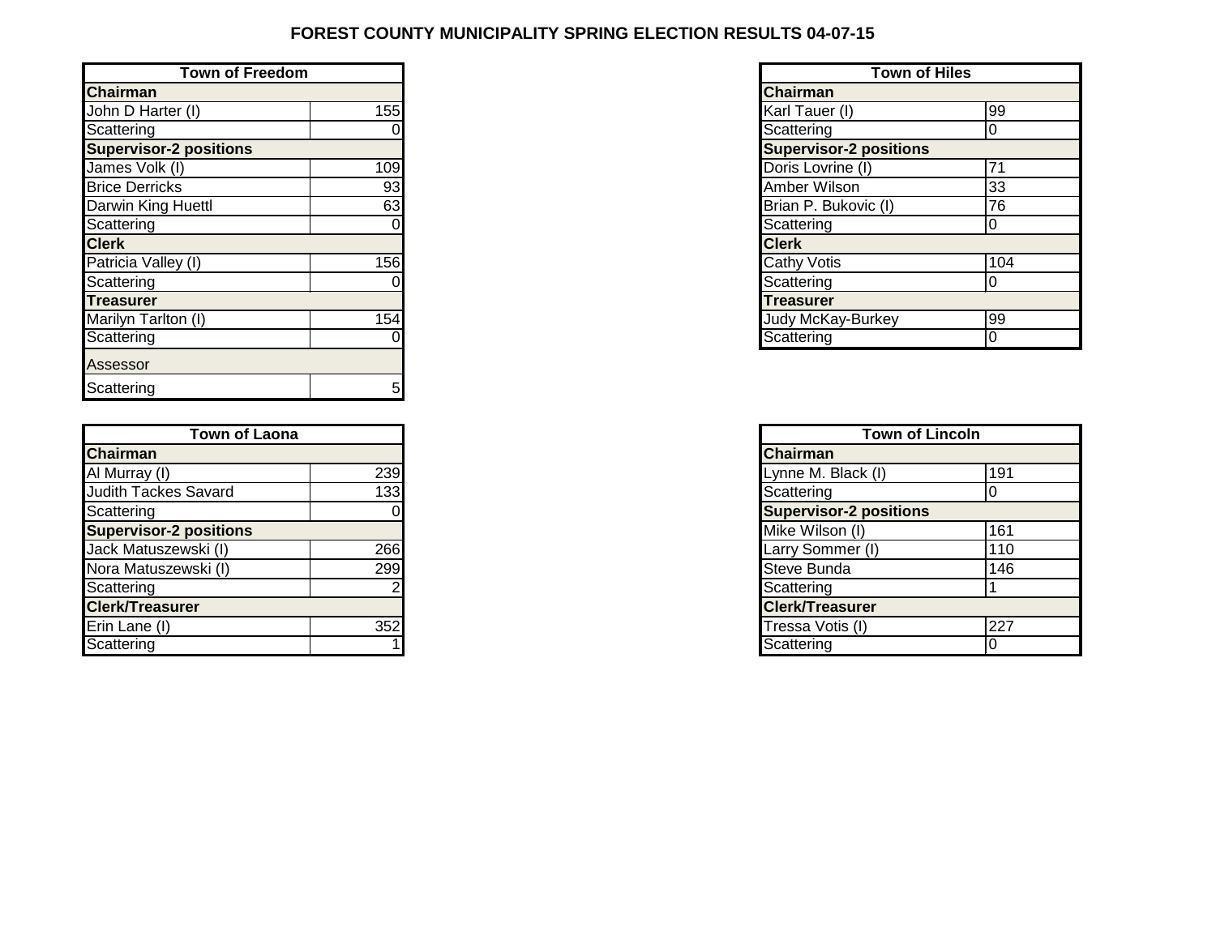# FOREST COUNTY MUNICIPALITY SPRING ELECTION RESULTS 04-07-15

| Town of Freedom | |
|---|---|
| **Chairman** | |
| John D Harter (I) | 155 |
| Scattering | 0 |
| **Supervisor-2 positions** | |
| James Volk (I) | 109 |
| Brice Derricks | 93 |
| Darwin King Huettl | 63 |
| Scattering | 0 |
| **Clerk** | |
| Patricia Valley (I) | 156 |
| Scattering | 0 |
| **Treasurer** | |
| Marilyn Tarlton (I) | 154 |
| Scattering | 0 |
| Assessor | |
| Scattering | 5 |

| Town of Hiles | |
|---|---|
| **Chairman** | |
| Karl Tauer (I) | 99 |
| Scattering | 0 |
| **Supervisor-2 positions** | |
| Doris Lovrine (I) | 71 |
| Amber Wilson | 33 |
| Brian P. Bukovic (I) | 76 |
| Scattering | 0 |
| **Clerk** | |
| Cathy Votis | 104 |
| Scattering | 0 |
| **Treasurer** | |
| Judy McKay-Burkey | 99 |
| Scattering | 0 |

| Town of Laona | |
|---|---|
| **Chairman** | |
| Al Murray (I) | 239 |
| Judith Tackes Savard | 133 |
| Scattering | 0 |
| **Supervisor-2 positions** | |
| Jack Matuszewski (I) | 266 |
| Nora Matuszewski (I) | 299 |
| Scattering | 2 |
| **Clerk/Treasurer** | |
| Erin Lane (I) | 352 |
| Scattering | 1 |

| Town of Lincoln | |
|---|---|
| **Chairman** | |
| Lynne M. Black (I) | 191 |
| Scattering | 0 |
| **Supervisor-2 positions** | |
| Mike Wilson (I) | 161 |
| Larry Sommer (I) | 110 |
| Steve Bunda | 146 |
| Scattering | 1 |
| **Clerk/Treasurer** | |
| Tressa Votis (I) | 227 |
| Scattering | 0 |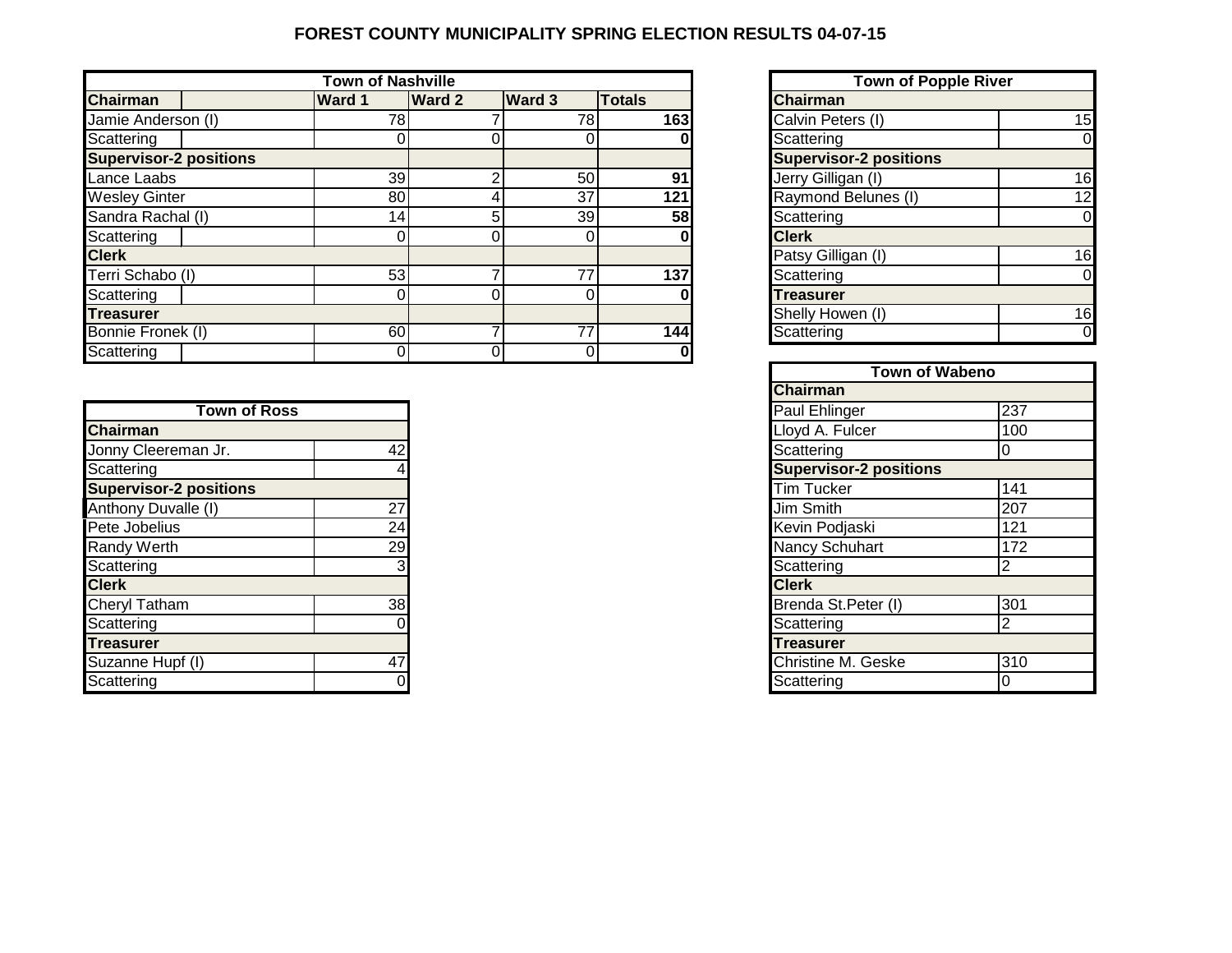# FOREST COUNTY MUNICIPALITY SPRING ELECTION RESULTS 04-07-15

**Town of Nashville**

| Chairman | Ward 1 | Ward 2 | Ward 3 | Totals |
|---|---|---|---|---|
| Jamie Anderson (I) | 78 | 7 | 78 | **163** |
| Scattering | 0 | 0 | 0 | **0** |
| **Supervisor-2 positions** | | | | |
| Lance Laabs | 39 | 2 | 50 | **91** |
| Wesley Ginter | 80 | 4 | 37 | **121** |
| Sandra Rachal (I) | 14 | 5 | 39 | **58** |
| Scattering | 0 | 0 | 0 | **0** |
| **Clerk** | | | | |
| Terri Schabo (I) | 53 | 7 | 77 | **137** |
| Scattering | 0 | 0 | 0 | **0** |
| **Treasurer** | | | | |
| Bonnie Fronek (I) | 60 | 7 | 77 | **144** |
| Scattering | 0 | 0 | 0 | **0** |

**Town of Ross**

| Chairman | |
|---|---|
| Jonny Cleereman Jr. | 42 |
| Scattering | 4 |
| **Supervisor-2 positions** | |
| Anthony Duvalle (I) | 27 |
| Pete Jobelius | 24 |
| Randy Werth | 29 |
| Scattering | 3 |
| **Clerk** | |
| Cheryl Tatham | 38 |
| Scattering | 0 |
| **Treasurer** | |
| Suzanne Hupf (I) | 47 |
| Scattering | 0 |

**Town of Popple River**

| Chairman | |
|---|---|
| Calvin Peters (I) | 15 |
| Scattering | 0 |
| **Supervisor-2 positions** | |
| Jerry Gilligan (I) | 16 |
| Raymond Belunes (I) | 12 |
| Scattering | 0 |
| **Clerk** | |
| Patsy Gilligan (I) | 16 |
| Scattering | 0 |
| **Treasurer** | |
| Shelly Howen (I) | 16 |
| Scattering | 0 |

**Town of Wabeno**

| Chairman | |
|---|---|
| Paul Ehlinger | 237 |
| Lloyd A. Fulcer | 100 |
| Scattering | 0 |
| **Supervisor-2 positions** | |
| Tim Tucker | 141 |
| Jim Smith | 207 |
| Kevin Podjaski | 121 |
| Nancy Schuhart | 172 |
| Scattering | 2 |
| **Clerk** | |
| Brenda St.Peter (I) | 301 |
| Scattering | 2 |
| **Treasurer** | |
| Christine M. Geske | 310 |
| Scattering | 0 |